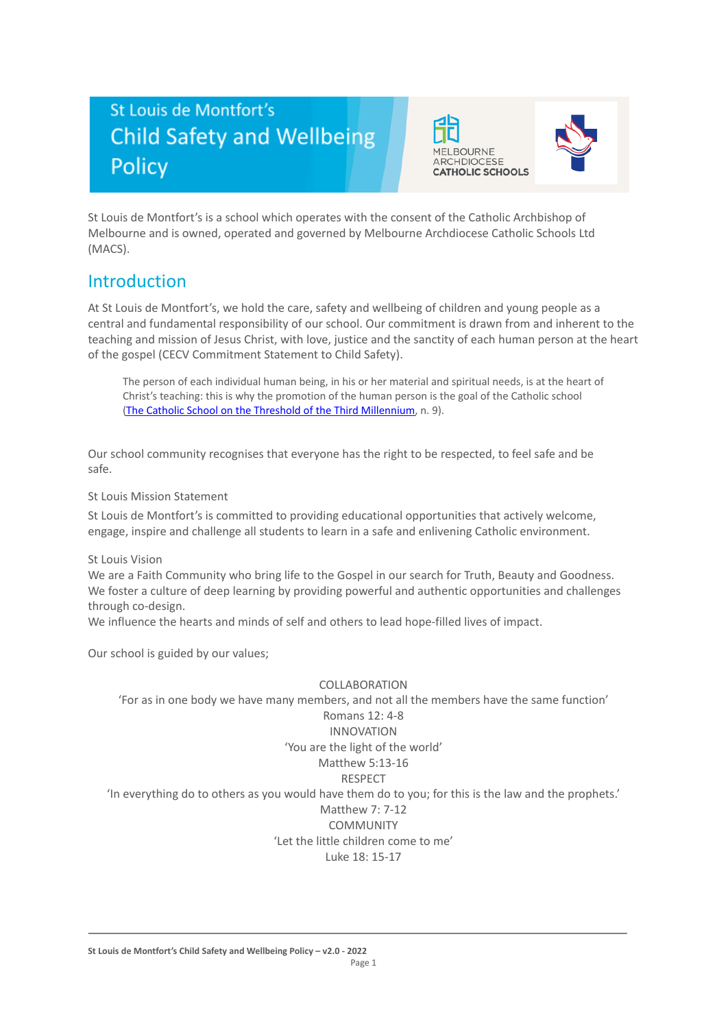# St Louis de Montfort's Child Safety and Wellbeing Policy

MELBOURNE ARCHDIOCESE CATHOLIC SCHOOLS

St Louis de Montfort's is a school which operates with the consent of the Catholic Archbishop of Melbourne and is owned, operated and governed by Melbourne Archdiocese Catholic Schools Ltd (MACS).

## Introduction

At St Louis de Montfort's, we hold the care, safety and wellbeing of children and young people as a central and fundamental responsibility of our school. Our commitment is drawn from and inherent to the teaching and mission of Jesus Christ, with love, justice and the sanctity of each human person at the heart of the gospel (CECV Commitment Statement to Child Safety).

> The person of each individual human being, in his or her material and spiritual needs, is at the heart of Christ's teaching: this is why the promotion of the human person is the goal of the Catholic school ([The Catholic School on the Threshold of the Third Millennium](), n. 9).

Our school community recognises that everyone has the right to be respected, to feel safe and be safe.

St Louis Mission Statement

St Louis de Montfort's is committed to providing educational opportunities that actively welcome, engage, inspire and challenge all students to learn in a safe and enlivening Catholic environment.

St Louis Vision

We are a Faith Community who bring life to the Gospel in our search for Truth, Beauty and Goodness.
We foster a culture of deep learning by providing powerful and authentic opportunities and challenges through co-design.
We influence the hearts and minds of self and others to lead hope-filled lives of impact.

Our school is guided by our values;

COLLABORATION
'For as in one body we have many members, and not all the members have the same function'
Romans 12: 4-8

INNOVATION
'You are the light of the world'
Matthew 5:13-16

RESPECT
'In everything do to others as you would have them do to you; for this is the law and the prophets.'
Matthew 7: 7-12

COMMUNITY
'Let the little children come to me'
Luke 18: 15-17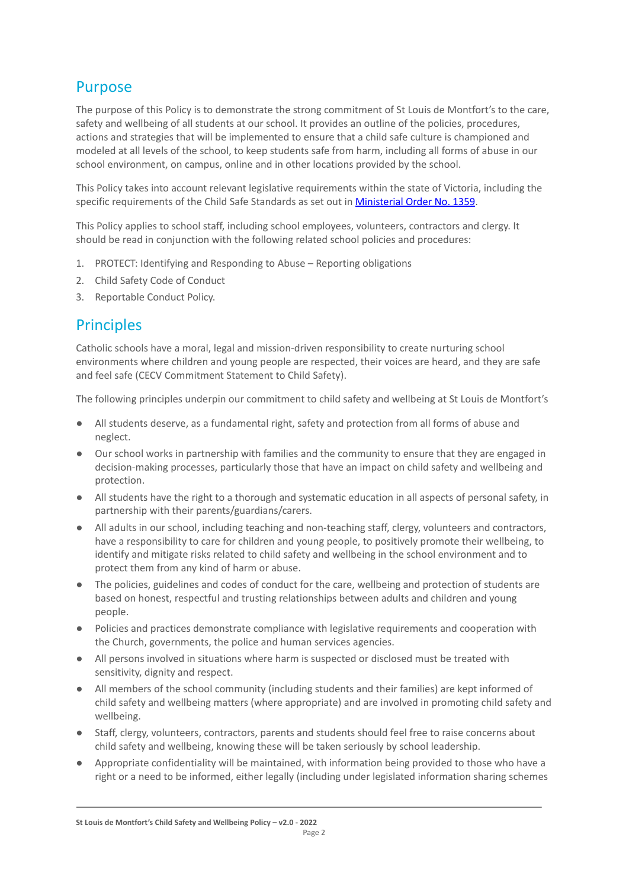## Purpose

The purpose of this Policy is to demonstrate the strong commitment of St Louis de Montfort's to the care, safety and wellbeing of all students at our school. It provides an outline of the policies, procedures, actions and strategies that will be implemented to ensure that a child safe culture is championed and modeled at all levels of the school, to keep students safe from harm, including all forms of abuse in our school environment, on campus, online and in other locations provided by the school.

This Policy takes into account relevant legislative requirements within the state of Victoria, including the specific requirements of the Child Safe Standards as set out in [Ministerial Order No. 1359](#).

This Policy applies to school staff, including school employees, volunteers, contractors and clergy. It should be read in conjunction with the following related school policies and procedures:

1. PROTECT: Identifying and Responding to Abuse – Reporting obligations
2. Child Safety Code of Conduct
3. Reportable Conduct Policy.

## Principles

Catholic schools have a moral, legal and mission-driven responsibility to create nurturing school environments where children and young people are respected, their voices are heard, and they are safe and feel safe (CECV Commitment Statement to Child Safety).

The following principles underpin our commitment to child safety and wellbeing at St Louis de Montfort's

- All students deserve, as a fundamental right, safety and protection from all forms of abuse and neglect.
- Our school works in partnership with families and the community to ensure that they are engaged in decision-making processes, particularly those that have an impact on child safety and wellbeing and protection.
- All students have the right to a thorough and systematic education in all aspects of personal safety, in partnership with their parents/guardians/carers.
- All adults in our school, including teaching and non-teaching staff, clergy, volunteers and contractors, have a responsibility to care for children and young people, to positively promote their wellbeing, to identify and mitigate risks related to child safety and wellbeing in the school environment and to protect them from any kind of harm or abuse.
- The policies, guidelines and codes of conduct for the care, wellbeing and protection of students are based on honest, respectful and trusting relationships between adults and children and young people.
- Policies and practices demonstrate compliance with legislative requirements and cooperation with the Church, governments, the police and human services agencies.
- All persons involved in situations where harm is suspected or disclosed must be treated with sensitivity, dignity and respect.
- All members of the school community (including students and their families) are kept informed of child safety and wellbeing matters (where appropriate) and are involved in promoting child safety and wellbeing.
- Staff, clergy, volunteers, contractors, parents and students should feel free to raise concerns about child safety and wellbeing, knowing these will be taken seriously by school leadership.
- Appropriate confidentiality will be maintained, with information being provided to those who have a right or a need to be informed, either legally (including under legislated information sharing schemes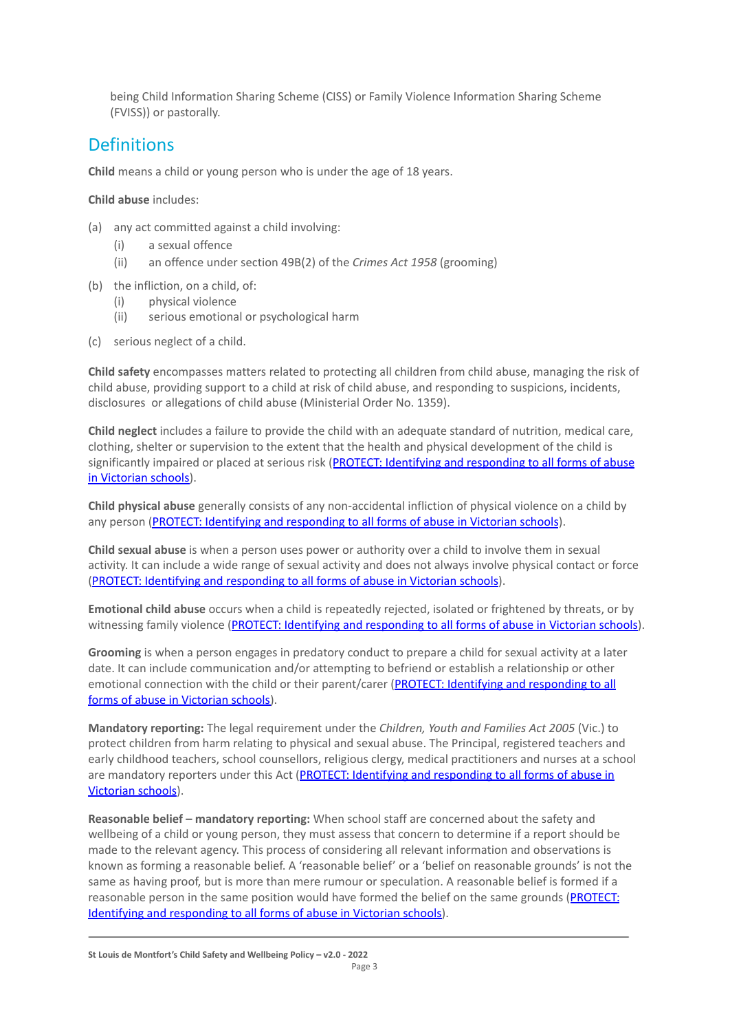being Child Information Sharing Scheme (CISS) or Family Violence Information Sharing Scheme (FVISS)) or pastorally.

## Definitions

**Child** means a child or young person who is under the age of 18 years.

**Child abuse** includes:

(a) any act committed against a child involving:
  (i) a sexual offence
  (ii) an offence under section 49B(2) of the *Crimes Act 1958* (grooming)

(b) the infliction, on a child, of:
  (i) physical violence
  (ii) serious emotional or psychological harm

(c) serious neglect of a child.

**Child safety** encompasses matters related to protecting all children from child abuse, managing the risk of child abuse, providing support to a child at risk of child abuse, and responding to suspicions, incidents, disclosures or allegations of child abuse (Ministerial Order No. 1359).

**Child neglect** includes a failure to provide the child with an adequate standard of nutrition, medical care, clothing, shelter or supervision to the extent that the health and physical development of the child is significantly impaired or placed at serious risk (PROTECT: Identifying and responding to all forms of abuse in Victorian schools).

**Child physical abuse** generally consists of any non-accidental infliction of physical violence on a child by any person (PROTECT: Identifying and responding to all forms of abuse in Victorian schools).

**Child sexual abuse** is when a person uses power or authority over a child to involve them in sexual activity. It can include a wide range of sexual activity and does not always involve physical contact or force (PROTECT: Identifying and responding to all forms of abuse in Victorian schools).

**Emotional child abuse** occurs when a child is repeatedly rejected, isolated or frightened by threats, or by witnessing family violence (PROTECT: Identifying and responding to all forms of abuse in Victorian schools).

**Grooming** is when a person engages in predatory conduct to prepare a child for sexual activity at a later date. It can include communication and/or attempting to befriend or establish a relationship or other emotional connection with the child or their parent/carer (PROTECT: Identifying and responding to all forms of abuse in Victorian schools).

**Mandatory reporting:** The legal requirement under the *Children, Youth and Families Act 2005* (Vic.) to protect children from harm relating to physical and sexual abuse. The Principal, registered teachers and early childhood teachers, school counsellors, religious clergy, medical practitioners and nurses at a school are mandatory reporters under this Act (PROTECT: Identifying and responding to all forms of abuse in Victorian schools).

**Reasonable belief – mandatory reporting:** When school staff are concerned about the safety and wellbeing of a child or young person, they must assess that concern to determine if a report should be made to the relevant agency. This process of considering all relevant information and observations is known as forming a reasonable belief. A 'reasonable belief' or a 'belief on reasonable grounds' is not the same as having proof, but is more than mere rumour or speculation. A reasonable belief is formed if a reasonable person in the same position would have formed the belief on the same grounds (PROTECT: Identifying and responding to all forms of abuse in Victorian schools).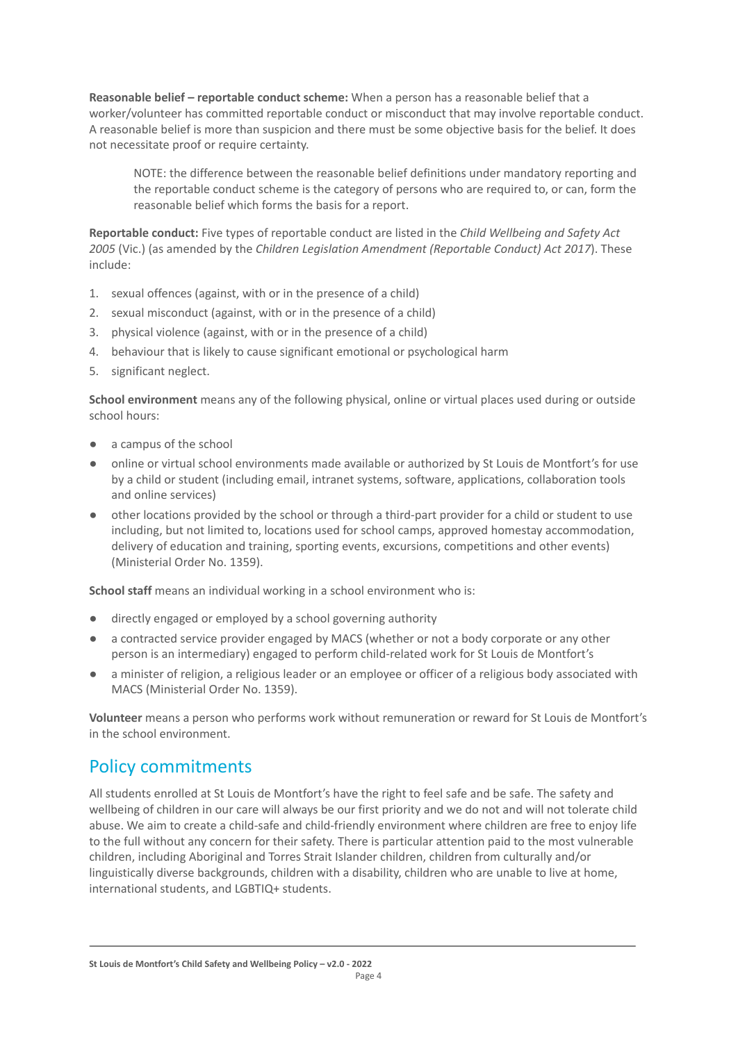**Reasonable belief – reportable conduct scheme:** When a person has a reasonable belief that a worker/volunteer has committed reportable conduct or misconduct that may involve reportable conduct. A reasonable belief is more than suspicion and there must be some objective basis for the belief. It does not necessitate proof or require certainty.

> NOTE: the difference between the reasonable belief definitions under mandatory reporting and the reportable conduct scheme is the category of persons who are required to, or can, form the reasonable belief which forms the basis for a report.

**Reportable conduct:** Five types of reportable conduct are listed in the *Child Wellbeing and Safety Act 2005* (Vic.) (as amended by the *Children Legislation Amendment (Reportable Conduct) Act 2017*). These include:

1. sexual offences (against, with or in the presence of a child)
2. sexual misconduct (against, with or in the presence of a child)
3. physical violence (against, with or in the presence of a child)
4. behaviour that is likely to cause significant emotional or psychological harm
5. significant neglect.

**School environment** means any of the following physical, online or virtual places used during or outside school hours:

- a campus of the school
- online or virtual school environments made available or authorized by St Louis de Montfort's for use by a child or student (including email, intranet systems, software, applications, collaboration tools and online services)
- other locations provided by the school or through a third-part provider for a child or student to use including, but not limited to, locations used for school camps, approved homestay accommodation, delivery of education and training, sporting events, excursions, competitions and other events) (Ministerial Order No. 1359).

**School staff** means an individual working in a school environment who is:

- directly engaged or employed by a school governing authority
- a contracted service provider engaged by MACS (whether or not a body corporate or any other person is an intermediary) engaged to perform child-related work for St Louis de Montfort's
- a minister of religion, a religious leader or an employee or officer of a religious body associated with MACS (Ministerial Order No. 1359).

**Volunteer** means a person who performs work without remuneration or reward for St Louis de Montfort's in the school environment.

## Policy commitments

All students enrolled at St Louis de Montfort's have the right to feel safe and be safe. The safety and wellbeing of children in our care will always be our first priority and we do not and will not tolerate child abuse. We aim to create a child-safe and child-friendly environment where children are free to enjoy life to the full without any concern for their safety. There is particular attention paid to the most vulnerable children, including Aboriginal and Torres Strait Islander children, children from culturally and/or linguistically diverse backgrounds, children with a disability, children who are unable to live at home, international students, and LGBTIQ+ students.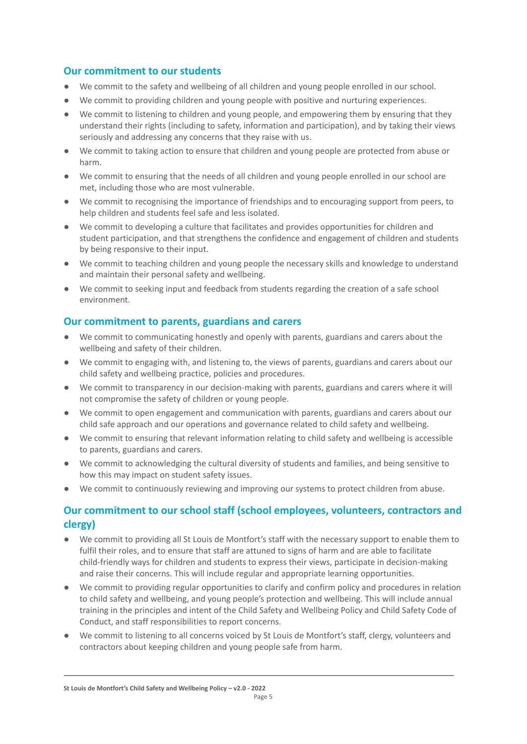## Our commitment to our students

- We commit to the safety and wellbeing of all children and young people enrolled in our school.
- We commit to providing children and young people with positive and nurturing experiences.
- We commit to listening to children and young people, and empowering them by ensuring that they understand their rights (including to safety, information and participation), and by taking their views seriously and addressing any concerns that they raise with us.
- We commit to taking action to ensure that children and young people are protected from abuse or harm.
- We commit to ensuring that the needs of all children and young people enrolled in our school are met, including those who are most vulnerable.
- We commit to recognising the importance of friendships and to encouraging support from peers, to help children and students feel safe and less isolated.
- We commit to developing a culture that facilitates and provides opportunities for children and student participation, and that strengthens the confidence and engagement of children and students by being responsive to their input.
- We commit to teaching children and young people the necessary skills and knowledge to understand and maintain their personal safety and wellbeing.
- We commit to seeking input and feedback from students regarding the creation of a safe school environment.

## Our commitment to parents, guardians and carers

- We commit to communicating honestly and openly with parents, guardians and carers about the wellbeing and safety of their children.
- We commit to engaging with, and listening to, the views of parents, guardians and carers about our child safety and wellbeing practice, policies and procedures.
- We commit to transparency in our decision-making with parents, guardians and carers where it will not compromise the safety of children or young people.
- We commit to open engagement and communication with parents, guardians and carers about our child safe approach and our operations and governance related to child safety and wellbeing.
- We commit to ensuring that relevant information relating to child safety and wellbeing is accessible to parents, guardians and carers.
- We commit to acknowledging the cultural diversity of students and families, and being sensitive to how this may impact on student safety issues.
- We commit to continuously reviewing and improving our systems to protect children from abuse.

## Our commitment to our school staff (school employees, volunteers, contractors and clergy)

- We commit to providing all St Louis de Montfort's staff with the necessary support to enable them to fulfil their roles, and to ensure that staff are attuned to signs of harm and are able to facilitate child-friendly ways for children and students to express their views, participate in decision-making and raise their concerns. This will include regular and appropriate learning opportunities.
- We commit to providing regular opportunities to clarify and confirm policy and procedures in relation to child safety and wellbeing, and young people's protection and wellbeing. This will include annual training in the principles and intent of the Child Safety and Wellbeing Policy and Child Safety Code of Conduct, and staff responsibilities to report concerns.
- We commit to listening to all concerns voiced by St Louis de Montfort's staff, clergy, volunteers and contractors about keeping children and young people safe from harm.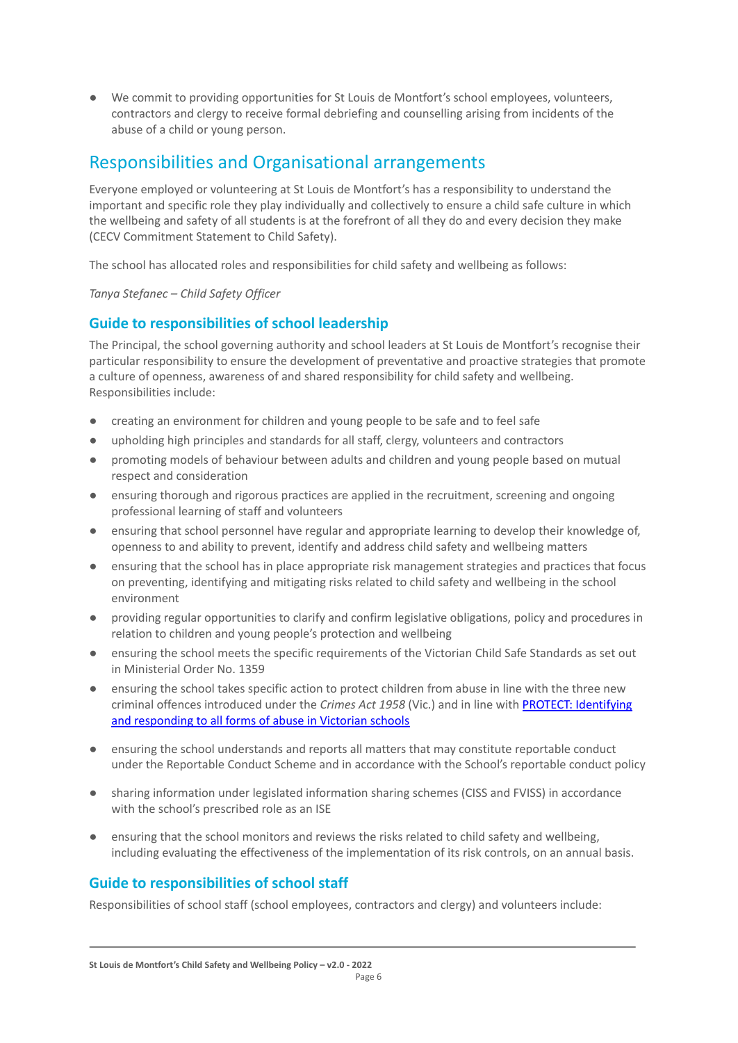- We commit to providing opportunities for St Louis de Montfort's school employees, volunteers, contractors and clergy to receive formal debriefing and counselling arising from incidents of the abuse of a child or young person.

## Responsibilities and Organisational arrangements

Everyone employed or volunteering at St Louis de Montfort's has a responsibility to understand the important and specific role they play individually and collectively to ensure a child safe culture in which the wellbeing and safety of all students is at the forefront of all they do and every decision they make (CECV Commitment Statement to Child Safety).

The school has allocated roles and responsibilities for child safety and wellbeing as follows:

*Tanya Stefanec – Child Safety Officer*

### Guide to responsibilities of school leadership

The Principal, the school governing authority and school leaders at St Louis de Montfort's recognise their particular responsibility to ensure the development of preventative and proactive strategies that promote a culture of openness, awareness of and shared responsibility for child safety and wellbeing. Responsibilities include:

- creating an environment for children and young people to be safe and to feel safe
- upholding high principles and standards for all staff, clergy, volunteers and contractors
- promoting models of behaviour between adults and children and young people based on mutual respect and consideration
- ensuring thorough and rigorous practices are applied in the recruitment, screening and ongoing professional learning of staff and volunteers
- ensuring that school personnel have regular and appropriate learning to develop their knowledge of, openness to and ability to prevent, identify and address child safety and wellbeing matters
- ensuring that the school has in place appropriate risk management strategies and practices that focus on preventing, identifying and mitigating risks related to child safety and wellbeing in the school environment
- providing regular opportunities to clarify and confirm legislative obligations, policy and procedures in relation to children and young people's protection and wellbeing
- ensuring the school meets the specific requirements of the Victorian Child Safe Standards as set out in Ministerial Order No. 1359
- ensuring the school takes specific action to protect children from abuse in line with the three new criminal offences introduced under the *Crimes Act 1958* (Vic.) and in line with [PROTECT: Identifying and responding to all forms of abuse in Victorian schools]
- ensuring the school understands and reports all matters that may constitute reportable conduct under the Reportable Conduct Scheme and in accordance with the School's reportable conduct policy
- sharing information under legislated information sharing schemes (CISS and FVISS) in accordance with the school's prescribed role as an ISE
- ensuring that the school monitors and reviews the risks related to child safety and wellbeing, including evaluating the effectiveness of the implementation of its risk controls, on an annual basis.

### Guide to responsibilities of school staff

Responsibilities of school staff (school employees, contractors and clergy) and volunteers include: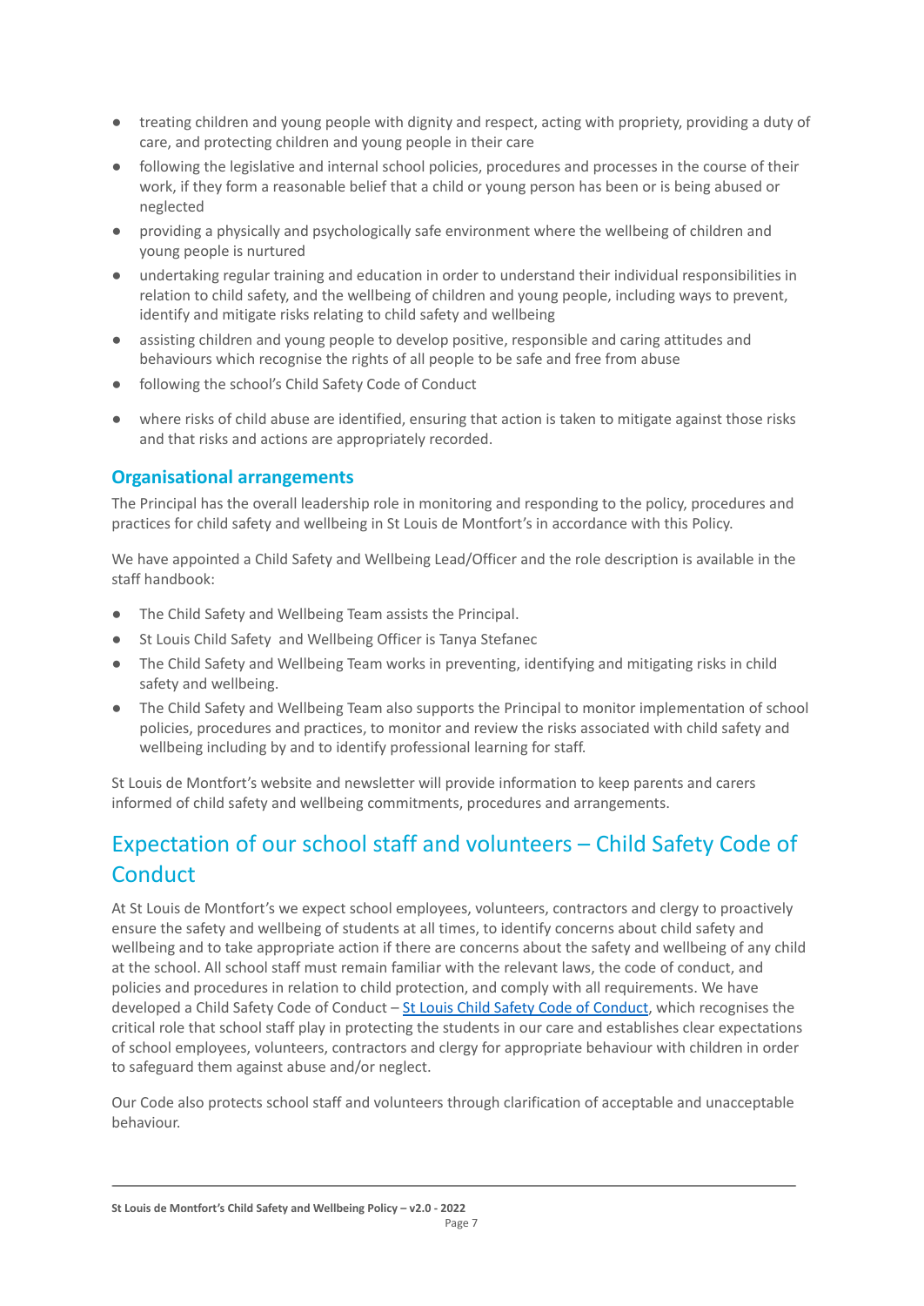- treating children and young people with dignity and respect, acting with propriety, providing a duty of care, and protecting children and young people in their care
- following the legislative and internal school policies, procedures and processes in the course of their work, if they form a reasonable belief that a child or young person has been or is being abused or neglected
- providing a physically and psychologically safe environment where the wellbeing of children and young people is nurtured
- undertaking regular training and education in order to understand their individual responsibilities in relation to child safety, and the wellbeing of children and young people, including ways to prevent, identify and mitigate risks relating to child safety and wellbeing
- assisting children and young people to develop positive, responsible and caring attitudes and behaviours which recognise the rights of all people to be safe and free from abuse
- following the school's Child Safety Code of Conduct
- where risks of child abuse are identified, ensuring that action is taken to mitigate against those risks and that risks and actions are appropriately recorded.

### Organisational arrangements

The Principal has the overall leadership role in monitoring and responding to the policy, procedures and practices for child safety and wellbeing in St Louis de Montfort's in accordance with this Policy.

We have appointed a Child Safety and Wellbeing Lead/Officer and the role description is available in the staff handbook:

- The Child Safety and Wellbeing Team assists the Principal.
- St Louis Child Safety and Wellbeing Officer is Tanya Stefanec
- The Child Safety and Wellbeing Team works in preventing, identifying and mitigating risks in child safety and wellbeing.
- The Child Safety and Wellbeing Team also supports the Principal to monitor implementation of school policies, procedures and practices, to monitor and review the risks associated with child safety and wellbeing including by and to identify professional learning for staff.

St Louis de Montfort's website and newsletter will provide information to keep parents and carers informed of child safety and wellbeing commitments, procedures and arrangements.

## Expectation of our school staff and volunteers – Child Safety Code of Conduct

At St Louis de Montfort's we expect school employees, volunteers, contractors and clergy to proactively ensure the safety and wellbeing of students at all times, to identify concerns about child safety and wellbeing and to take appropriate action if there are concerns about the safety and wellbeing of any child at the school. All school staff must remain familiar with the relevant laws, the code of conduct, and policies and procedures in relation to child protection, and comply with all requirements. We have developed a Child Safety Code of Conduct – St Louis Child Safety Code of Conduct, which recognises the critical role that school staff play in protecting the students in our care and establishes clear expectations of school employees, volunteers, contractors and clergy for appropriate behaviour with children in order to safeguard them against abuse and/or neglect.

Our Code also protects school staff and volunteers through clarification of acceptable and unacceptable behaviour.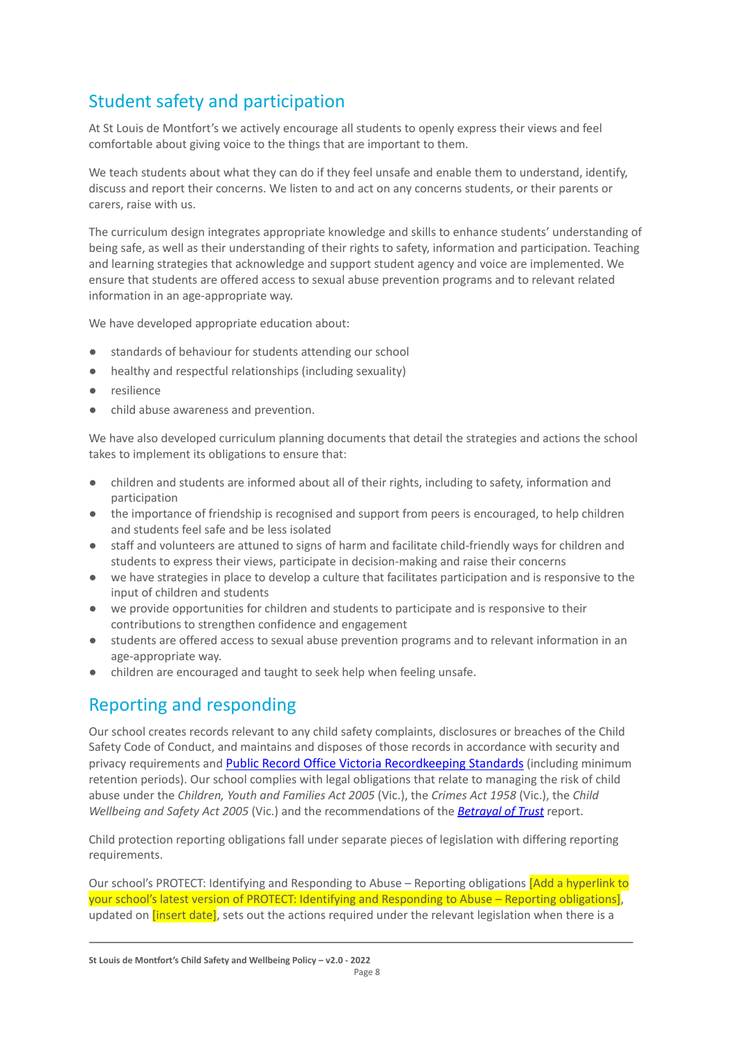## Student safety and participation

At St Louis de Montfort's we actively encourage all students to openly express their views and feel comfortable about giving voice to the things that are important to them.

We teach students about what they can do if they feel unsafe and enable them to understand, identify, discuss and report their concerns. We listen to and act on any concerns students, or their parents or carers, raise with us.

The curriculum design integrates appropriate knowledge and skills to enhance students' understanding of being safe, as well as their understanding of their rights to safety, information and participation. Teaching and learning strategies that acknowledge and support student agency and voice are implemented. We ensure that students are offered access to sexual abuse prevention programs and to relevant related information in an age-appropriate way.

We have developed appropriate education about:

- standards of behaviour for students attending our school
- healthy and respectful relationships (including sexuality)
- resilience
- child abuse awareness and prevention.

We have also developed curriculum planning documents that detail the strategies and actions the school takes to implement its obligations to ensure that:

- children and students are informed about all of their rights, including to safety, information and participation
- the importance of friendship is recognised and support from peers is encouraged, to help children and students feel safe and be less isolated
- staff and volunteers are attuned to signs of harm and facilitate child-friendly ways for children and students to express their views, participate in decision-making and raise their concerns
- we have strategies in place to develop a culture that facilitates participation and is responsive to the input of children and students
- we provide opportunities for children and students to participate and is responsive to their contributions to strengthen confidence and engagement
- students are offered access to sexual abuse prevention programs and to relevant information in an age-appropriate way.
- children are encouraged and taught to seek help when feeling unsafe.

## Reporting and responding

Our school creates records relevant to any child safety complaints, disclosures or breaches of the Child Safety Code of Conduct, and maintains and disposes of those records in accordance with security and privacy requirements and Public Record Office Victoria Recordkeeping Standards (including minimum retention periods). Our school complies with legal obligations that relate to managing the risk of child abuse under the *Children, Youth and Families Act 2005* (Vic.), the *Crimes Act 1958* (Vic.), the *Child Wellbeing and Safety Act 2005* (Vic.) and the recommendations of the ***Betrayal of Trust*** report.

Child protection reporting obligations fall under separate pieces of legislation with differing reporting requirements.

Our school's PROTECT: Identifying and Responding to Abuse – Reporting obligations [Add a hyperlink to your school's latest version of PROTECT: Identifying and Responding to Abuse – Reporting obligations], updated on [insert date], sets out the actions required under the relevant legislation when there is a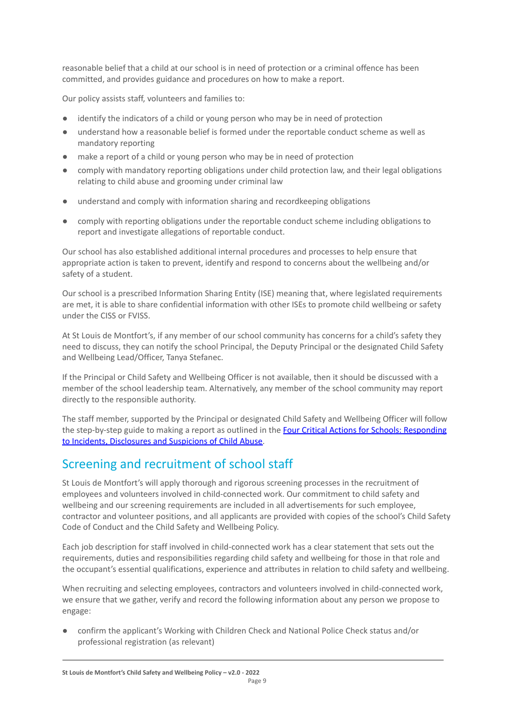reasonable belief that a child at our school is in need of protection or a criminal offence has been committed, and provides guidance and procedures on how to make a report.

Our policy assists staff, volunteers and families to:

- identify the indicators of a child or young person who may be in need of protection
- understand how a reasonable belief is formed under the reportable conduct scheme as well as mandatory reporting
- make a report of a child or young person who may be in need of protection
- comply with mandatory reporting obligations under child protection law, and their legal obligations relating to child abuse and grooming under criminal law
- understand and comply with information sharing and recordkeeping obligations
- comply with reporting obligations under the reportable conduct scheme including obligations to report and investigate allegations of reportable conduct.

Our school has also established additional internal procedures and processes to help ensure that appropriate action is taken to prevent, identify and respond to concerns about the wellbeing and/or safety of a student.

Our school is a prescribed Information Sharing Entity (ISE) meaning that, where legislated requirements are met, it is able to share confidential information with other ISEs to promote child wellbeing or safety under the CISS or FVISS.

At St Louis de Montfort's, if any member of our school community has concerns for a child's safety they need to discuss, they can notify the school Principal, the Deputy Principal or the designated Child Safety and Wellbeing Lead/Officer, Tanya Stefanec.

If the Principal or Child Safety and Wellbeing Officer is not available, then it should be discussed with a member of the school leadership team. Alternatively, any member of the school community may report directly to the responsible authority.

The staff member, supported by the Principal or designated Child Safety and Wellbeing Officer will follow the step-by-step guide to making a report as outlined in the [Four Critical Actions for Schools: Responding to Incidents, Disclosures and Suspicions of Child Abuse](Four Critical Actions for Schools: Responding to Incidents, Disclosures and Suspicions of Child Abuse).

## Screening and recruitment of school staff

St Louis de Montfort's will apply thorough and rigorous screening processes in the recruitment of employees and volunteers involved in child-connected work. Our commitment to child safety and wellbeing and our screening requirements are included in all advertisements for such employee, contractor and volunteer positions, and all applicants are provided with copies of the school's Child Safety Code of Conduct and the Child Safety and Wellbeing Policy.

Each job description for staff involved in child-connected work has a clear statement that sets out the requirements, duties and responsibilities regarding child safety and wellbeing for those in that role and the occupant's essential qualifications, experience and attributes in relation to child safety and wellbeing.

When recruiting and selecting employees, contractors and volunteers involved in child-connected work, we ensure that we gather, verify and record the following information about any person we propose to engage:

- confirm the applicant's Working with Children Check and National Police Check status and/or professional registration (as relevant)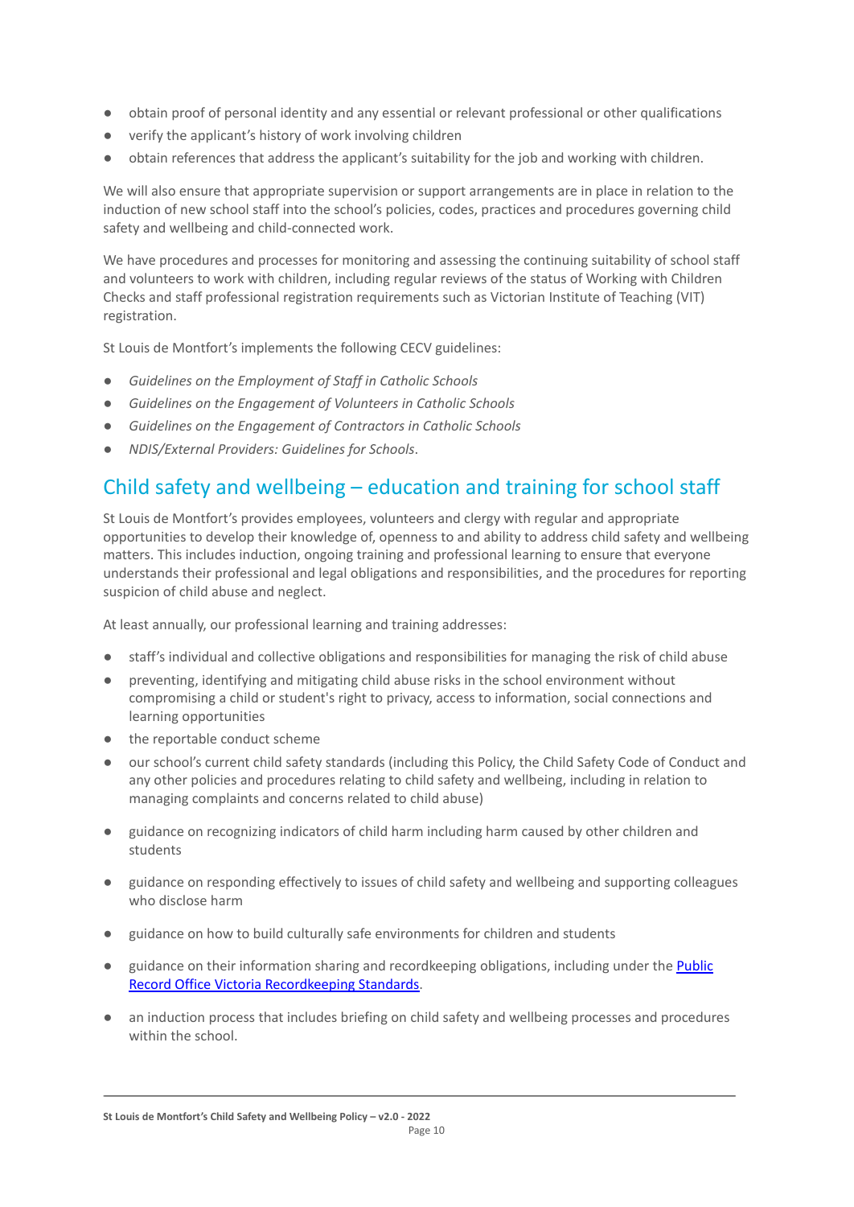- obtain proof of personal identity and any essential or relevant professional or other qualifications
- verify the applicant's history of work involving children
- obtain references that address the applicant's suitability for the job and working with children.

We will also ensure that appropriate supervision or support arrangements are in place in relation to the induction of new school staff into the school's policies, codes, practices and procedures governing child safety and wellbeing and child-connected work.

We have procedures and processes for monitoring and assessing the continuing suitability of school staff and volunteers to work with children, including regular reviews of the status of Working with Children Checks and staff professional registration requirements such as Victorian Institute of Teaching (VIT) registration.

St Louis de Montfort's implements the following CECV guidelines:

- *Guidelines on the Employment of Staff in Catholic Schools*
- *Guidelines on the Engagement of Volunteers in Catholic Schools*
- *Guidelines on the Engagement of Contractors in Catholic Schools*
- *NDIS/External Providers: Guidelines for Schools*.

## Child safety and wellbeing – education and training for school staff

St Louis de Montfort's provides employees, volunteers and clergy with regular and appropriate opportunities to develop their knowledge of, openness to and ability to address child safety and wellbeing matters. This includes induction, ongoing training and professional learning to ensure that everyone understands their professional and legal obligations and responsibilities, and the procedures for reporting suspicion of child abuse and neglect.

At least annually, our professional learning and training addresses:

- staff's individual and collective obligations and responsibilities for managing the risk of child abuse
- preventing, identifying and mitigating child abuse risks in the school environment without compromising a child or student's right to privacy, access to information, social connections and learning opportunities
- the reportable conduct scheme
- our school's current child safety standards (including this Policy, the Child Safety Code of Conduct and any other policies and procedures relating to child safety and wellbeing, including in relation to managing complaints and concerns related to child abuse)
- guidance on recognizing indicators of child harm including harm caused by other children and students
- guidance on responding effectively to issues of child safety and wellbeing and supporting colleagues who disclose harm
- guidance on how to build culturally safe environments for children and students
- guidance on their information sharing and recordkeeping obligations, including under the Public Record Office Victoria Recordkeeping Standards.
- an induction process that includes briefing on child safety and wellbeing processes and procedures within the school.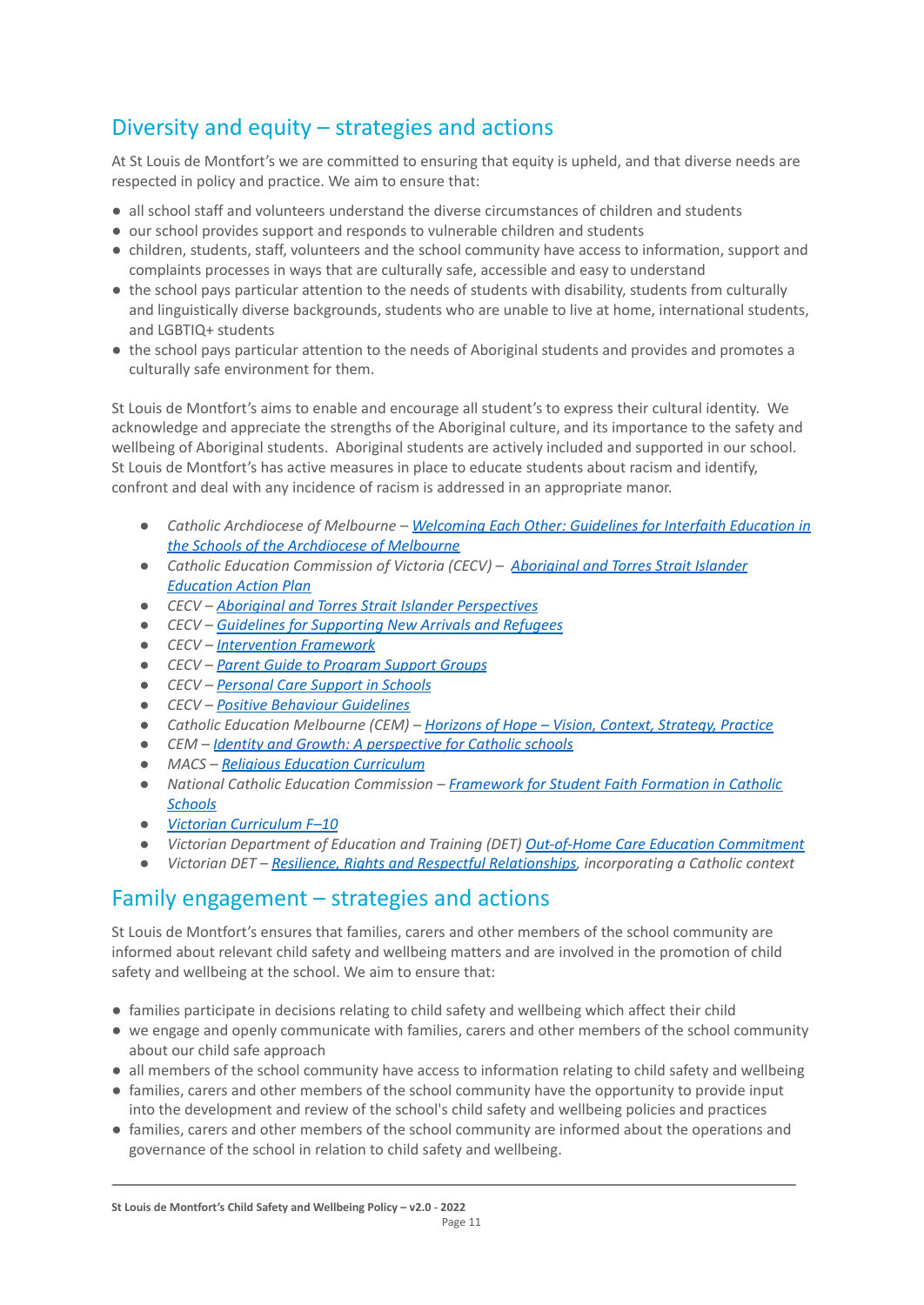## Diversity and equity – strategies and actions

At St Louis de Montfort's we are committed to ensuring that equity is upheld, and that diverse needs are respected in policy and practice. We aim to ensure that:

- all school staff and volunteers understand the diverse circumstances of children and students
- our school provides support and responds to vulnerable children and students
- children, students, staff, volunteers and the school community have access to information, support and complaints processes in ways that are culturally safe, accessible and easy to understand
- the school pays particular attention to the needs of students with disability, students from culturally and linguistically diverse backgrounds, students who are unable to live at home, international students, and LGBTIQ+ students
- the school pays particular attention to the needs of Aboriginal students and provides and promotes a culturally safe environment for them.

St Louis de Montfort's aims to enable and encourage all student's to express their cultural identity. We acknowledge and appreciate the strengths of the Aboriginal culture, and its importance to the safety and wellbeing of Aboriginal students. Aboriginal students are actively included and supported in our school. St Louis de Montfort's has active measures in place to educate students about racism and identify, confront and deal with any incidence of racism is addressed in an appropriate manor.

- *Catholic Archdiocese of Melbourne –* *Welcoming Each Other: Guidelines for Interfaith Education in the Schools of the Archdiocese of Melbourne*
- *Catholic Education Commission of Victoria (CECV) –* *Aboriginal and Torres Strait Islander Education Action Plan*
- *CECV –* *Aboriginal and Torres Strait Islander Perspectives*
- *CECV –* *Guidelines for Supporting New Arrivals and Refugees*
- *CECV –* *Intervention Framework*
- *CECV –* *Parent Guide to Program Support Groups*
- *CECV –* *Personal Care Support in Schools*
- *CECV –* *Positive Behaviour Guidelines*
- *Catholic Education Melbourne (CEM) –* *Horizons of Hope – Vision, Context, Strategy, Practice*
- *CEM –* *Identity and Growth: A perspective for Catholic schools*
- *MACS –* *Religious Education Curriculum*
- *National Catholic Education Commission –* *Framework for Student Faith Formation in Catholic Schools*
- *Victorian Curriculum F–10*
- *Victorian Department of Education and Training (DET)* *Out-of-Home Care Education Commitment*
- *Victorian DET –* *Resilience, Rights and Respectful Relationships, incorporating a Catholic context*

## Family engagement – strategies and actions

St Louis de Montfort's ensures that families, carers and other members of the school community are informed about relevant child safety and wellbeing matters and are involved in the promotion of child safety and wellbeing at the school. We aim to ensure that:

- families participate in decisions relating to child safety and wellbeing which affect their child
- we engage and openly communicate with families, carers and other members of the school community about our child safe approach
- all members of the school community have access to information relating to child safety and wellbeing
- families, carers and other members of the school community have the opportunity to provide input into the development and review of the school's child safety and wellbeing policies and practices
- families, carers and other members of the school community are informed about the operations and governance of the school in relation to child safety and wellbeing.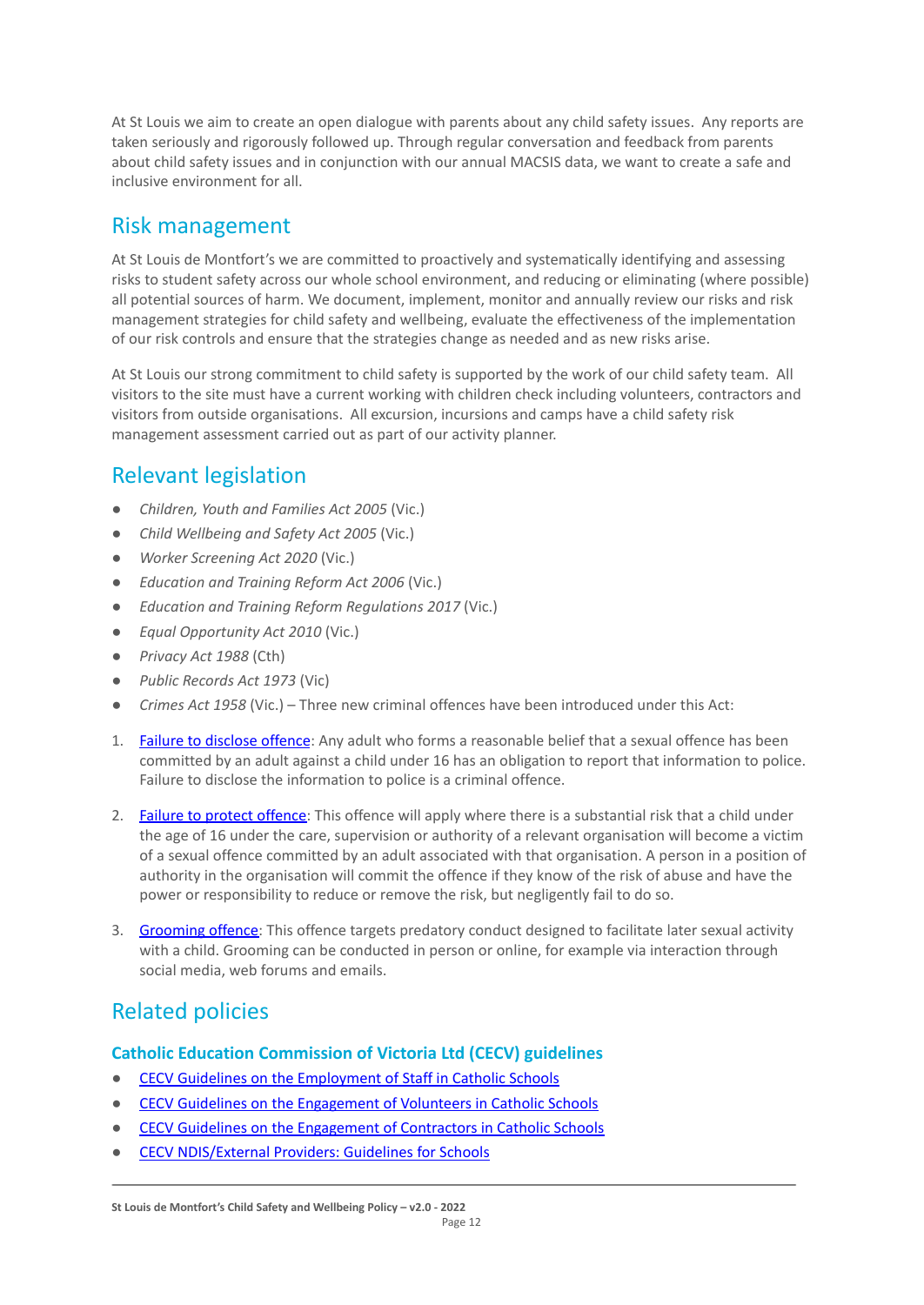At St Louis we aim to create an open dialogue with parents about any child safety issues.  Any reports are taken seriously and rigorously followed up. Through regular conversation and feedback from parents about child safety issues and in conjunction with our annual MACSIS data, we want to create a safe and inclusive environment for all.

## Risk management

At St Louis de Montfort's we are committed to proactively and systematically identifying and assessing risks to student safety across our whole school environment, and reducing or eliminating (where possible) all potential sources of harm. We document, implement, monitor and annually review our risks and risk management strategies for child safety and wellbeing, evaluate the effectiveness of the implementation of our risk controls and ensure that the strategies change as needed and as new risks arise.

At St Louis our strong commitment to child safety is supported by the work of our child safety team.  All visitors to the site must have a current working with children check including volunteers, contractors and visitors from outside organisations.  All excursion, incursions and camps have a child safety risk management assessment carried out as part of our activity planner.

## Relevant legislation

- *Children, Youth and Families Act 2005* (Vic.)
- *Child Wellbeing and Safety Act 2005* (Vic.)
- *Worker Screening Act 2020* (Vic.)
- *Education and Training Reform Act 2006* (Vic.)
- *Education and Training Reform Regulations 2017* (Vic.)
- *Equal Opportunity Act 2010* (Vic.)
- *Privacy Act 1988* (Cth)
- *Public Records Act 1973* (Vic)
- *Crimes Act 1958* (Vic.) – Three new criminal offences have been introduced under this Act:

1. Failure to disclose offence: Any adult who forms a reasonable belief that a sexual offence has been committed by an adult against a child under 16 has an obligation to report that information to police. Failure to disclose the information to police is a criminal offence.

2. Failure to protect offence: This offence will apply where there is a substantial risk that a child under the age of 16 under the care, supervision or authority of a relevant organisation will become a victim of a sexual offence committed by an adult associated with that organisation. A person in a position of authority in the organisation will commit the offence if they know of the risk of abuse and have the power or responsibility to reduce or remove the risk, but negligently fail to do so.

3. Grooming offence: This offence targets predatory conduct designed to facilitate later sexual activity with a child. Grooming can be conducted in person or online, for example via interaction through social media, web forums and emails.

## Related policies

### Catholic Education Commission of Victoria Ltd (CECV) guidelines

- CECV Guidelines on the Employment of Staff in Catholic Schools
- CECV Guidelines on the Engagement of Volunteers in Catholic Schools
- CECV Guidelines on the Engagement of Contractors in Catholic Schools
- CECV NDIS/External Providers: Guidelines for Schools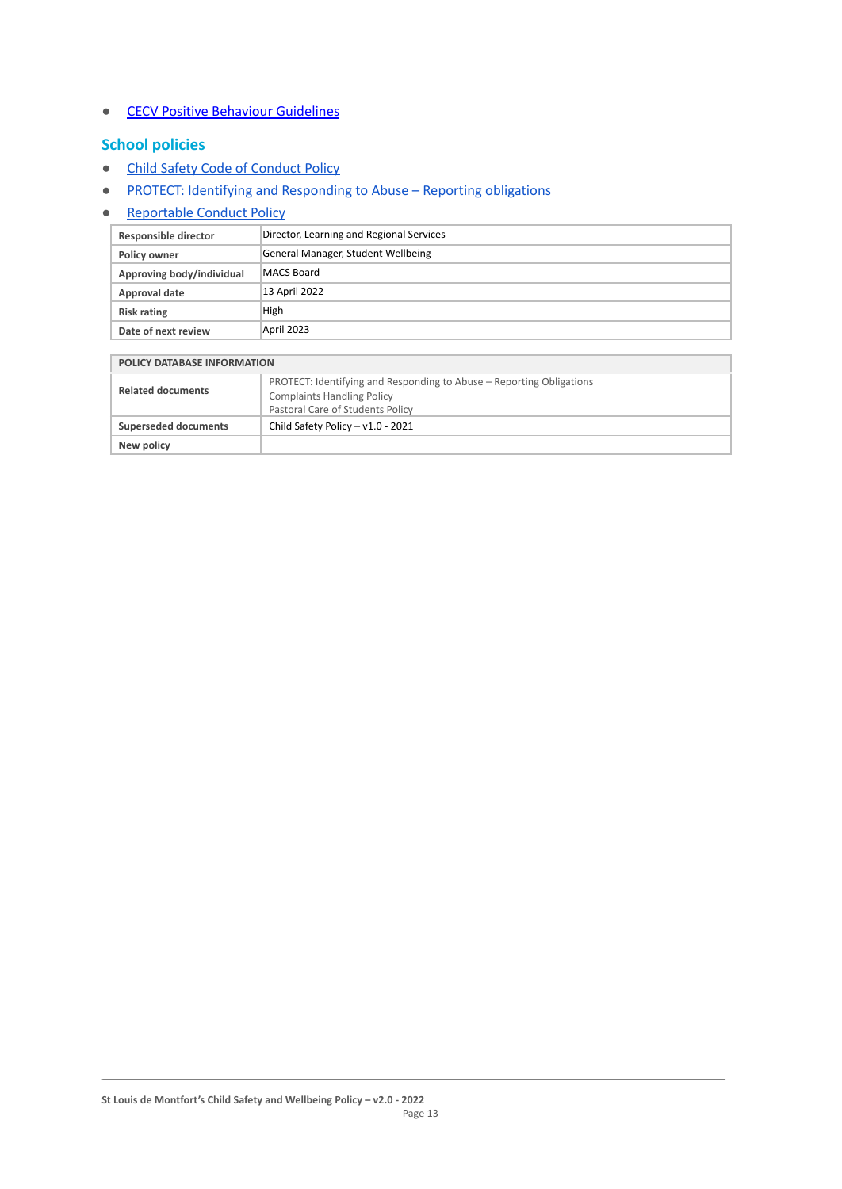- CECV Positive Behaviour Guidelines

## School policies

- Child Safety Code of Conduct Policy
- PROTECT: Identifying and Responding to Abuse – Reporting obligations
- Reportable Conduct Policy

| | |
|---|---|
| **Responsible director** | Director, Learning and Regional Services |
| **Policy owner** | General Manager, Student Wellbeing |
| **Approving body/individual** | MACS Board |
| **Approval date** | 13 April 2022 |
| **Risk rating** | High |
| **Date of next review** | April 2023 |

| **POLICY DATABASE INFORMATION** | |
|---|---|
| **Related documents** | PROTECT: Identifying and Responding to Abuse – Reporting Obligations<br>Complaints Handling Policy<br>Pastoral Care of Students Policy |
| **Superseded documents** | Child Safety Policy – v1.0 - 2021 |
| **New policy** | |